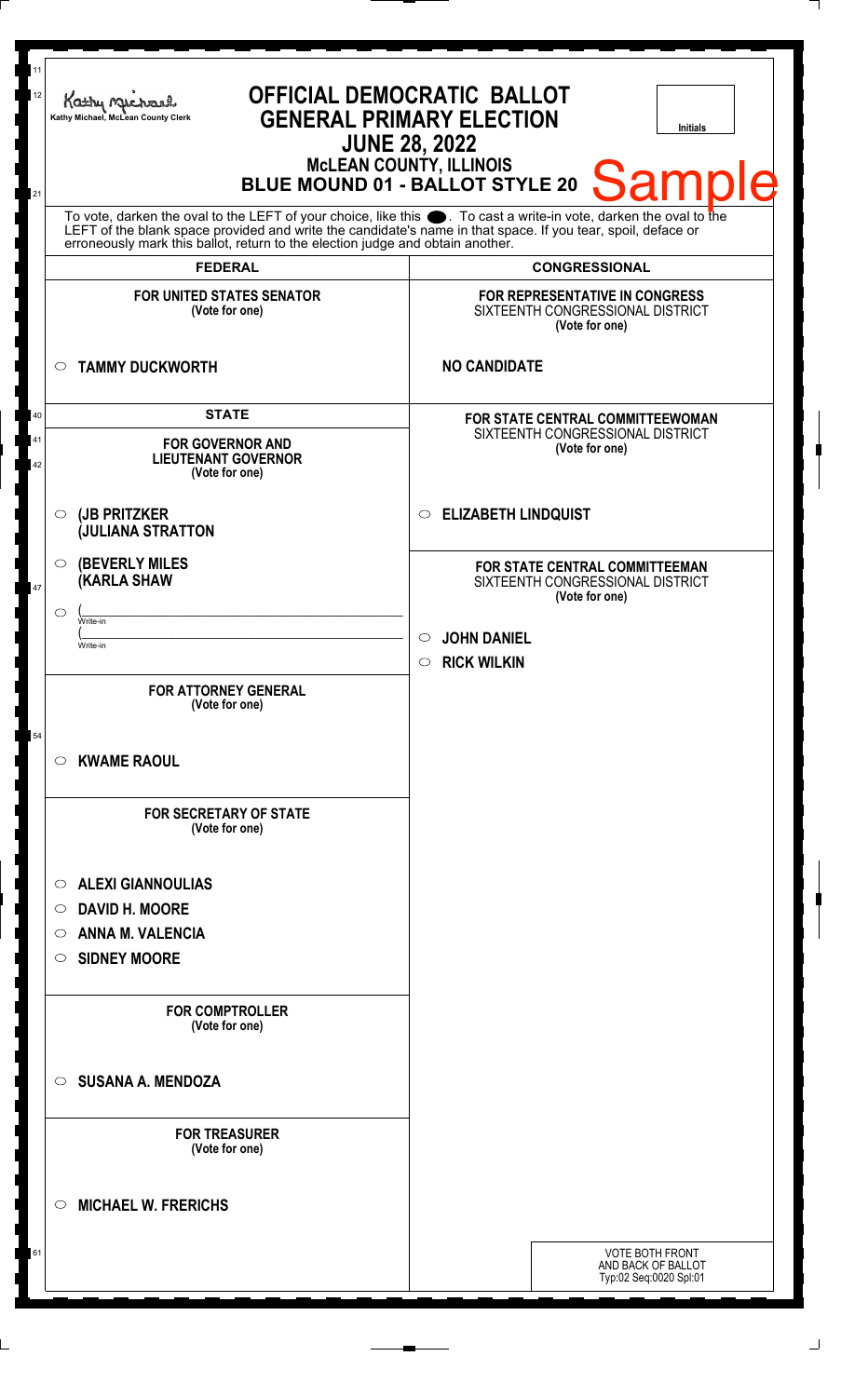Kathy Michael, McLean County Clerk

# OFFICIAL DEMOCRATIC BALLOT
## GENERAL PRIMARY ELECTION
## JUNE 28, 2022
### McLEAN COUNTY, ILLINOIS
### BLUE MOUND 01 - BALLOT STYLE 20

Initials

Sample

To vote, darken the oval to the LEFT of your choice, like this ●. To cast a write-in vote, darken the oval to the LEFT of the blank space provided and write the candidate's name in that space. If you tear, spoil, deface or erroneously mark this ballot, return to the election judge and obtain another.

## FEDERAL

**FOR UNITED STATES SENATOR**
(Vote for one)

- ○ **TAMMY DUCKWORTH**

## STATE

**FOR GOVERNOR AND LIEUTENANT GOVERNOR**
(Vote for one)

- ○ **(JB PRITZKER (JULIANA STRATTON**
- ○ **(BEVERLY MILES (KARLA SHAW**
- ○ (\_\_\_\_\_\_\_\_\_\_ Write-in (\_\_\_\_\_\_\_\_\_\_ Write-in

**FOR ATTORNEY GENERAL**
(Vote for one)

- ○ **KWAME RAOUL**

**FOR SECRETARY OF STATE**
(Vote for one)

- ○ **ALEXI GIANNOULIAS**
- ○ **DAVID H. MOORE**
- ○ **ANNA M. VALENCIA**
- ○ **SIDNEY MOORE**

**FOR COMPTROLLER**
(Vote for one)

- ○ **SUSANA A. MENDOZA**

**FOR TREASURER**
(Vote for one)

- ○ **MICHAEL W. FRERICHS**

## CONGRESSIONAL

**FOR REPRESENTATIVE IN CONGRESS**
SIXTEENTH CONGRESSIONAL DISTRICT
(Vote for one)

**NO CANDIDATE**

**FOR STATE CENTRAL COMMITTEEWOMAN**
SIXTEENTH CONGRESSIONAL DISTRICT
(Vote for one)

- ○ **ELIZABETH LINDQUIST**

**FOR STATE CENTRAL COMMITTEEMAN**
SIXTEENTH CONGRESSIONAL DISTRICT
(Vote for one)

- ○ **JOHN DANIEL**
- ○ **RICK WILKIN**

VOTE BOTH FRONT AND BACK OF BALLOT
Typ:02 Seq:0020 Spl:01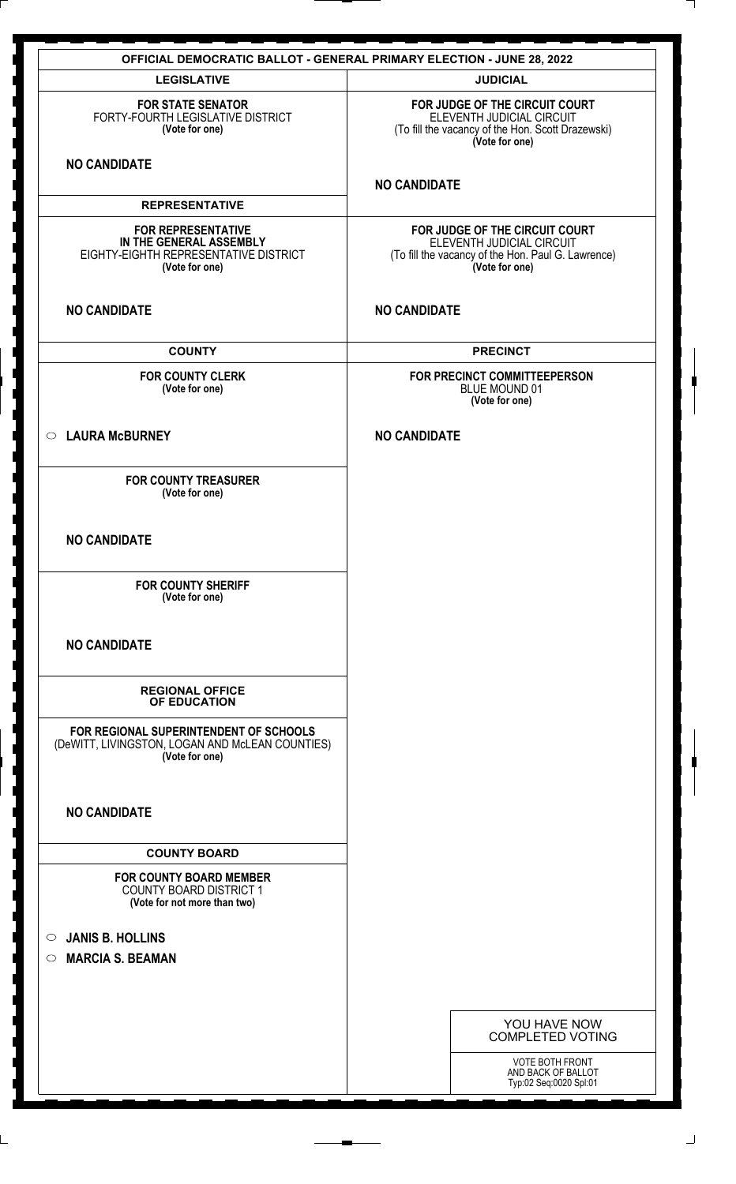**OFFICIAL DEMOCRATIC BALLOT - GENERAL PRIMARY ELECTION - JUNE 28, 2022**

## LEGISLATIVE

**FOR STATE SENATOR**
FORTY-FOURTH LEGISLATIVE DISTRICT
**(Vote for one)**

**NO CANDIDATE**

## REPRESENTATIVE

**FOR REPRESENTATIVE IN THE GENERAL ASSEMBLY**
EIGHTY-EIGHTH REPRESENTATIVE DISTRICT
**(Vote for one)**

**NO CANDIDATE**

## COUNTY

**FOR COUNTY CLERK**
**(Vote for one)**

- ○ **LAURA McBURNEY**

**FOR COUNTY TREASURER**
**(Vote for one)**

**NO CANDIDATE**

**FOR COUNTY SHERIFF**
**(Vote for one)**

**NO CANDIDATE**

## REGIONAL OFFICE OF EDUCATION

**FOR REGIONAL SUPERINTENDENT OF SCHOOLS**
(DeWITT, LIVINGSTON, LOGAN AND McLEAN COUNTIES)
**(Vote for one)**

**NO CANDIDATE**

## COUNTY BOARD

**FOR COUNTY BOARD MEMBER**
COUNTY BOARD DISTRICT 1
**(Vote for not more than two)**

- ○ **JANIS B. HOLLINS**
- ○ **MARCIA S. BEAMAN**

## JUDICIAL

**FOR JUDGE OF THE CIRCUIT COURT**
ELEVENTH JUDICIAL CIRCUIT
(To fill the vacancy of the Hon. Scott Drazewski)
**(Vote for one)**

**NO CANDIDATE**

**FOR JUDGE OF THE CIRCUIT COURT**
ELEVENTH JUDICIAL CIRCUIT
(To fill the vacancy of the Hon. Paul G. Lawrence)
**(Vote for one)**

**NO CANDIDATE**

## PRECINCT

**FOR PRECINCT COMMITTEEPERSON**
BLUE MOUND 01
**(Vote for one)**

**NO CANDIDATE**

YOU HAVE NOW COMPLETED VOTING

VOTE BOTH FRONT AND BACK OF BALLOT
Typ:02 Seq:0020 Spl:01